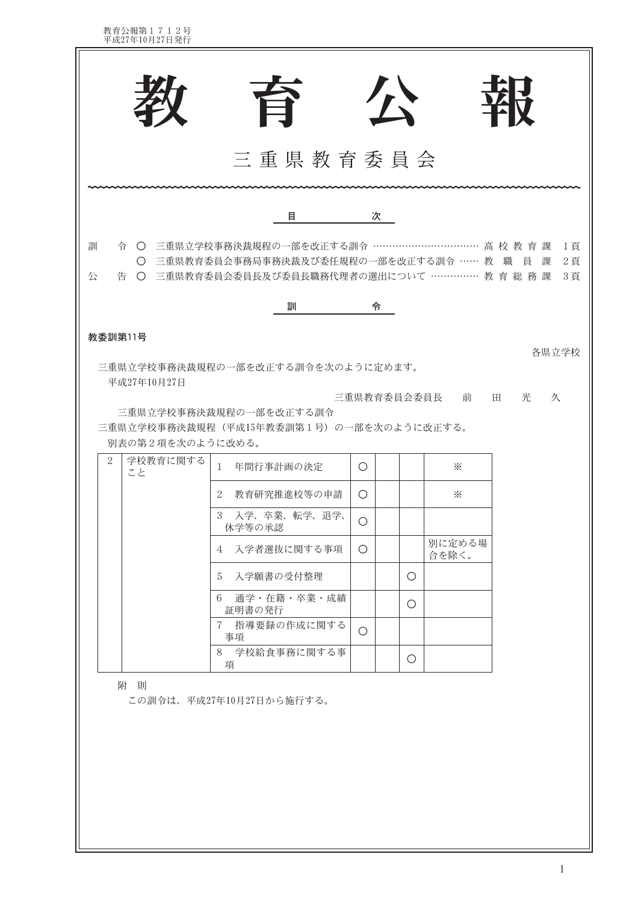教育公報第１７１２号
平成27年10月27日発行

# 教　育　公　報

## 三重県教育委員会

### 目　　次

訓　令 ○ 三重県立学校事務決裁規程の一部を改正する訓令 …………………………… 高校教育課 1頁
○ 三重県教育委員会事務局事務決裁及び委任規程の一部を改正する訓令 …… 教職員課 2頁
公　告 ○ 三重県教育委員会委員長及び委員長職務代理者の選出について …………… 教育総務課 3頁

### 訓　　令

**教委訓第11号**

各県立学校

三重県立学校事務決裁規程の一部を改正する訓令を次のように定めます。

平成27年10月27日

三重県教育委員会委員長　前　田　光　久

三重県立学校事務決裁規程の一部を改正する訓令

三重県立学校事務決裁規程（平成15年教委訓第１号）の一部を次のように改正する。

別表の第２項を次のように改める。

| | | | | | | |
|---|---|---|---|---|---|---|
| 2 | 学校教育に関すること | 1　年間行事計画の決定 | ○ | | | ※ |
| | | 2　教育研究推進校等の申請 | ○ | | | ※ |
| | | 3　入学、卒業、転学、退学、休学等の承認 | ○ | | | |
| | | 4　入学者選抜に関する事項 | ○ | | | 別に定める場合を除く。 |
| | | 5　入学願書の受付整理 | | | ○ | |
| | | 6　通学・在籍・卒業・成績証明書の発行 | | | ○ | |
| | | 7　指導要録の作成に関する事項 | ○ | | | |
| | | 8　学校給食事務に関する事項 | | | ○ | |

附　則

この訓令は、平成27年10月27日から施行する。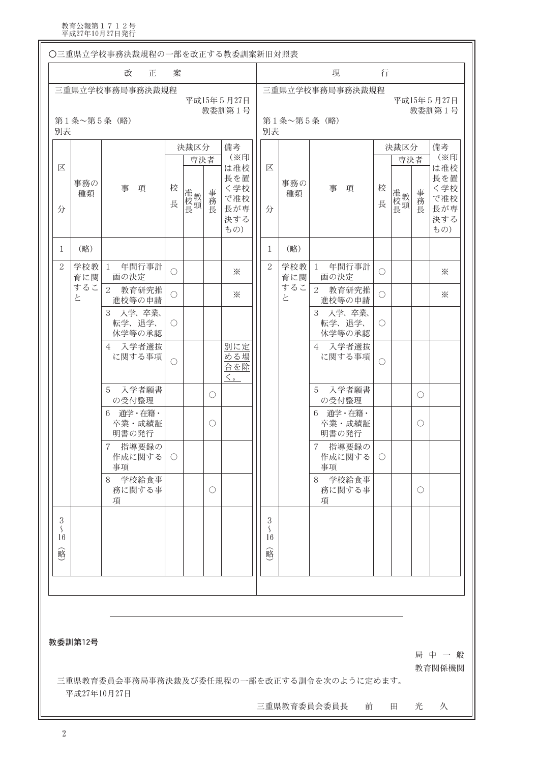○三重県立学校事務決裁規程の一部を改正する教委訓案新旧対照表

## 改正案

三重県立学校事務局事務決裁規程

平成15年5月27日
教委訓第1号

第1条～第5条（略）

別表

| 区分 | 事務の種類 | 事項 | 決裁区分 | | | 備考（※印は准校長を置く学校で准校長が専決するもの） |
|---|---|---|---|---|---|---|
| | | | 校長 | 専決者 | | |
| | | | | 准校長教頭 | 事務長 | |
| 1 | （略） | | | | | |
| 2 | 学校教育に関すること | 1　年間行事計画の決定 | ○ | | | ※ |
| | | 2　教育研究推進校等の申請 | ○ | | | ※ |
| | | 3　入学、卒業、転学、退学、休学等の承認 | ○ | | | |
| | | 4　入学者選抜に関する事項 | ○ | | | 別に定める場合を除く。 |
| | | 5　入学者願書の受付整理 | | | ○ | |
| | | 6　通学・在籍・卒業・成績証明書の発行 | | | ○ | |
| | | 7　指導要録の作成に関する事項 | ○ | | | |
| | | 8　学校給食事務に関する事項 | | | ○ | |
| 3～16（略） | | | | | | |

## 現行

三重県立学校事務局事務決裁規程

平成15年5月27日
教委訓第1号

第1条～第5条（略）

別表

| 区分 | 事務の種類 | 事項 | 決裁区分 | | | 備考（※印は准校長を置く学校で准校長が専決するもの） |
|---|---|---|---|---|---|---|
| | | | 校長 | 専決者 | | |
| | | | | 准校長教頭 | 事務長 | |
| 1 | （略） | | | | | |
| 2 | 学校教育に関すること | 1　年間行事計画の決定 | ○ | | | ※ |
| | | 2　教育研究推進校等の申請 | ○ | | | ※ |
| | | 3　入学、卒業、転学、退学、休学等の承認 | ○ | | | |
| | | 4　入学者選抜に関する事項 | ○ | | | |
| | | 5　入学者願書の受付整理 | | | ○ | |
| | | 6　通学・在籍・卒業・成績証明書の発行 | | | ○ | |
| | | 7　指導要録の作成に関する事項 | ○ | | | |
| | | 8　学校給食事務に関する事項 | | | ○ | |
| 3～16（略） | | | | | | |

---

**教委訓第12号**

局中一般
教育関係機関

三重県教育委員会事務局事務決裁及び委任規程の一部を改正する訓令を次のように定めます。

平成27年10月27日

三重県教育委員会委員長　前　田　光　久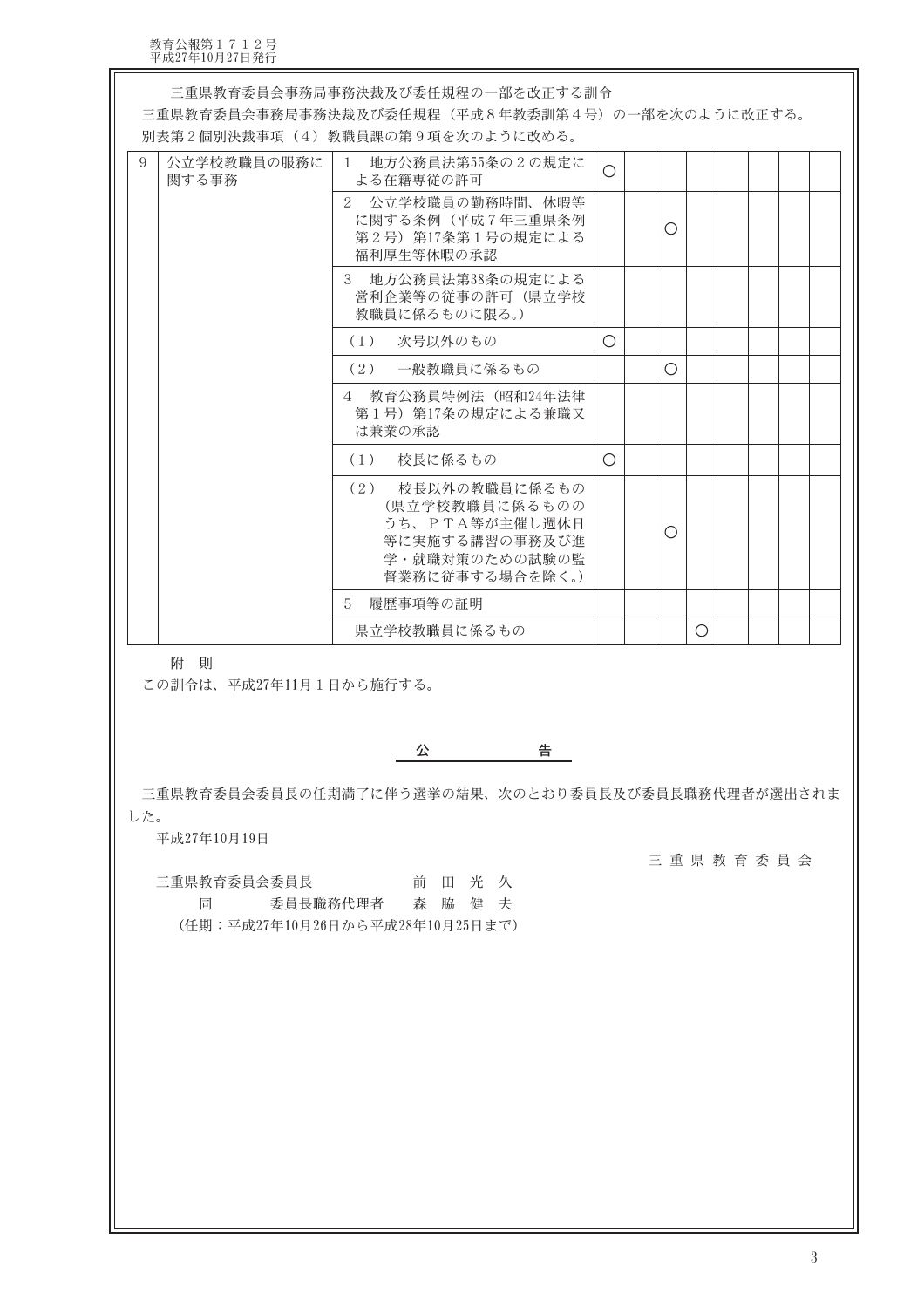三重県教育委員会事務局事務決裁及び委任規程の一部を改正する訓令

三重県教育委員会事務局事務決裁及び委任規程（平成８年教委訓第４号）の一部を次のように改正する。

別表第２個別決裁事項（４）教職員課の第９項を次のように改める。

| | | | | | | | | | | |
|---|---|---|---|---|---|---|---|---|---|---|
| 9 | 公立学校教職員の服務に関する事務 | 1　地方公務員法第55条の２の規定による在籍専従の許可 | ○ | | | | | | | |
| | | 2　公立学校職員の勤務時間、休暇等に関する条例（平成７年三重県条例第２号）第17条第１号の規定による福利厚生等休暇の承認 | | | ○ | | | | | |
| | | 3　地方公務員法第38条の規定による営利企業等の従事の許可（県立学校教職員に係るものに限る。） | | | | | | | | |
| | | （1）　次号以外のもの | ○ | | | | | | | |
| | | （2）　一般教職員に係るもの | | | ○ | | | | | |
| | | 4　教育公務員特例法（昭和24年法律第１号）第17条の規定による兼職又は兼業の承認 | | | | | | | | |
| | | （1）　校長に係るもの | ○ | | | | | | | |
| | | （2）　校長以外の教職員に係るもの（県立学校教職員に係るもののうち、ＰＴＡ等が主催し週休日等に実施する講習の事務及び進学・就職対策のための試験の監督業務に従事する場合を除く。） | | | ○ | | | | | |
| | | 5　履歴事項等の証明 | | | | | | | | |
| | | 県立学校教職員に係るもの | | | | ○ | | | | |

附　則

この訓令は、平成27年11月１日から施行する。

## 公　　　告

三重県教育委員会委員長の任期満了に伴う選挙の結果、次のとおり委員長及び委員長職務代理者が選出されました。

平成27年10月19日

三重県教育委員会

三重県教育委員会委員長　　　　前田光久
同　　　委員長職務代理者　　森脇健夫
（任期：平成27年10月26日から平成28年10月25日まで）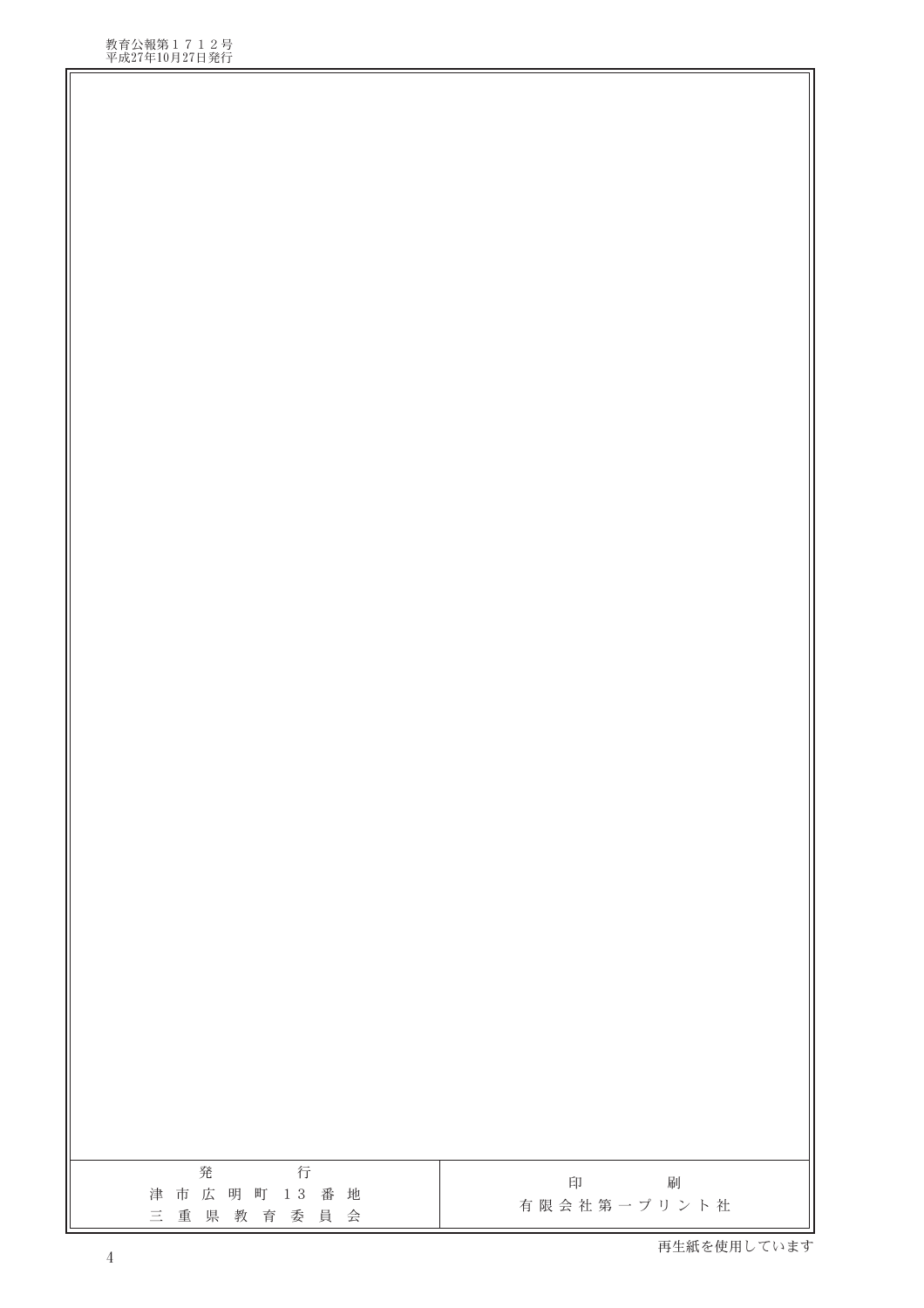| 発　　　行<br>津市広明町13番地<br>三重県教育委員会 | 印　　　刷<br>有限会社第一プリント社 |
|---|---|

再生紙を使用しています